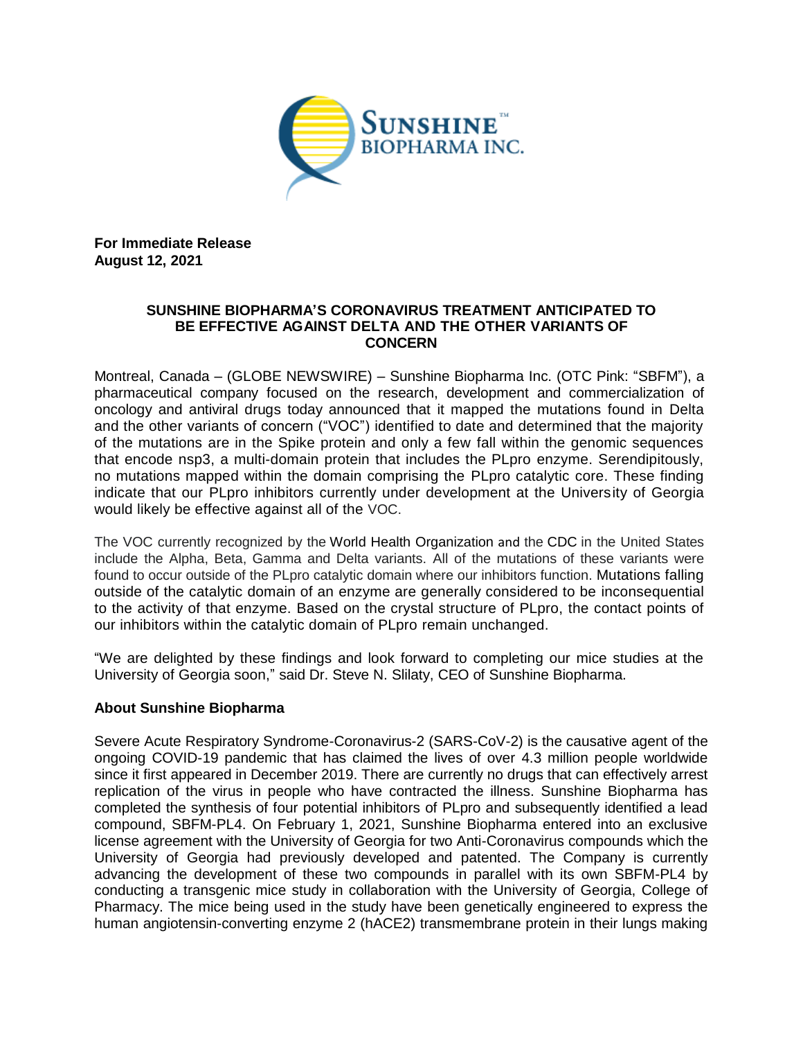**For Immediate Release**
**August 12, 2021**

# SUNSHINE BIOPHARMA'S CORONAVIRUS TREATMENT ANTICIPATED TO BE EFFECTIVE AGAINST DELTA AND THE OTHER VARIANTS OF CONCERN

Montreal, Canada – (GLOBE NEWSWIRE) – Sunshine Biopharma Inc. (OTC Pink: "SBFM"), a pharmaceutical company focused on the research, development and commercialization of oncology and antiviral drugs today announced that it mapped the mutations found in Delta and the other variants of concern ("VOC") identified to date and determined that the majority of the mutations are in the Spike protein and only a few fall within the genomic sequences that encode nsp3, a multi-domain protein that includes the PLpro enzyme. Serendipitously, no mutations mapped within the domain comprising the PLpro catalytic core. These finding indicate that our PLpro inhibitors currently under development at the University of Georgia would likely be effective against all of the VOC.

The VOC currently recognized by the World Health Organization and the CDC in the United States include the Alpha, Beta, Gamma and Delta variants. All of the mutations of these variants were found to occur outside of the PLpro catalytic domain where our inhibitors function. Mutations falling outside of the catalytic domain of an enzyme are generally considered to be inconsequential to the activity of that enzyme. Based on the crystal structure of PLpro, the contact points of our inhibitors within the catalytic domain of PLpro remain unchanged.

"We are delighted by these findings and look forward to completing our mice studies at the University of Georgia soon," said Dr. Steve N. Slilaty, CEO of Sunshine Biopharma.

## About Sunshine Biopharma

Severe Acute Respiratory Syndrome-Coronavirus-2 (SARS-CoV-2) is the causative agent of the ongoing COVID-19 pandemic that has claimed the lives of over 4.3 million people worldwide since it first appeared in December 2019. There are currently no drugs that can effectively arrest replication of the virus in people who have contracted the illness. Sunshine Biopharma has completed the synthesis of four potential inhibitors of PLpro and subsequently identified a lead compound, SBFM-PL4. On February 1, 2021, Sunshine Biopharma entered into an exclusive license agreement with the University of Georgia for two Anti-Coronavirus compounds which the University of Georgia had previously developed and patented. The Company is currently advancing the development of these two compounds in parallel with its own SBFM-PL4 by conducting a transgenic mice study in collaboration with the University of Georgia, College of Pharmacy. The mice being used in the study have been genetically engineered to express the human angiotensin-converting enzyme 2 (hACE2) transmembrane protein in their lungs making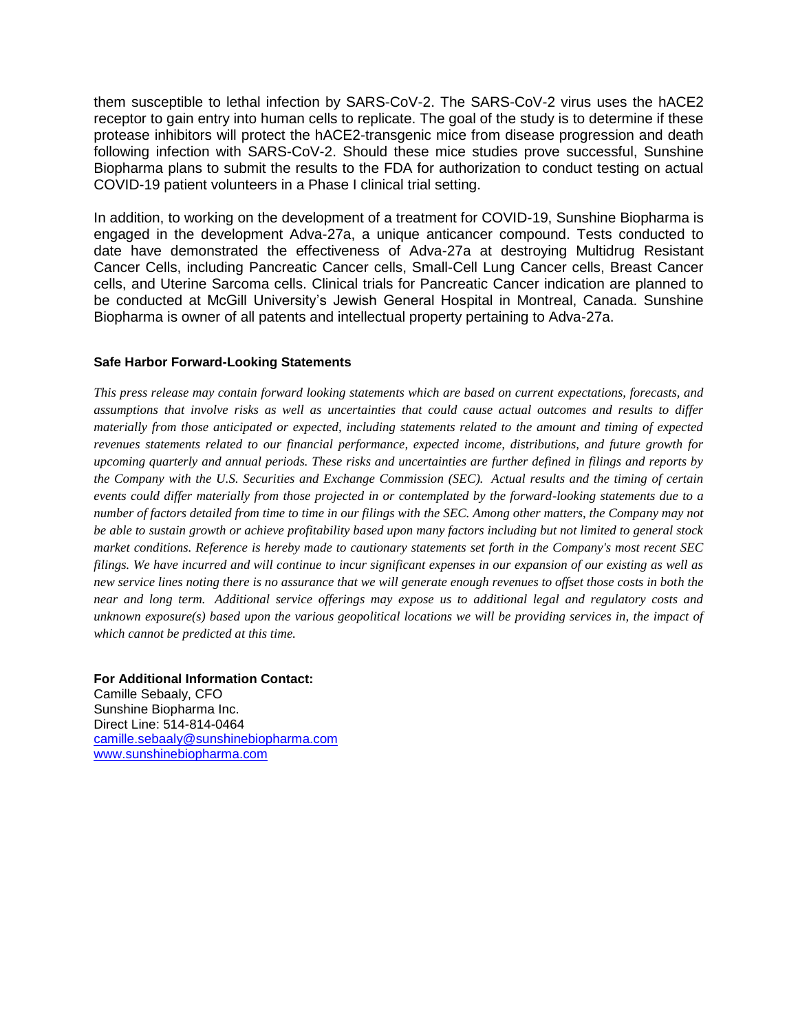them susceptible to lethal infection by SARS-CoV-2. The SARS-CoV-2 virus uses the hACE2 receptor to gain entry into human cells to replicate. The goal of the study is to determine if these protease inhibitors will protect the hACE2-transgenic mice from disease progression and death following infection with SARS-CoV-2. Should these mice studies prove successful, Sunshine Biopharma plans to submit the results to the FDA for authorization to conduct testing on actual COVID-19 patient volunteers in a Phase I clinical trial setting.

In addition, to working on the development of a treatment for COVID-19, Sunshine Biopharma is engaged in the development Adva-27a, a unique anticancer compound. Tests conducted to date have demonstrated the effectiveness of Adva-27a at destroying Multidrug Resistant Cancer Cells, including Pancreatic Cancer cells, Small-Cell Lung Cancer cells, Breast Cancer cells, and Uterine Sarcoma cells. Clinical trials for Pancreatic Cancer indication are planned to be conducted at McGill University's Jewish General Hospital in Montreal, Canada. Sunshine Biopharma is owner of all patents and intellectual property pertaining to Adva-27a.

**Safe Harbor Forward-Looking Statements**

*This press release may contain forward looking statements which are based on current expectations, forecasts, and assumptions that involve risks as well as uncertainties that could cause actual outcomes and results to differ materially from those anticipated or expected, including statements related to the amount and timing of expected revenues statements related to our financial performance, expected income, distributions, and future growth for upcoming quarterly and annual periods. These risks and uncertainties are further defined in filings and reports by the Company with the U.S. Securities and Exchange Commission (SEC). Actual results and the timing of certain events could differ materially from those projected in or contemplated by the forward-looking statements due to a number of factors detailed from time to time in our filings with the SEC. Among other matters, the Company may not be able to sustain growth or achieve profitability based upon many factors including but not limited to general stock market conditions. Reference is hereby made to cautionary statements set forth in the Company's most recent SEC filings. We have incurred and will continue to incur significant expenses in our expansion of our existing as well as new service lines noting there is no assurance that we will generate enough revenues to offset those costs in both the near and long term. Additional service offerings may expose us to additional legal and regulatory costs and unknown exposure(s) based upon the various geopolitical locations we will be providing services in, the impact of which cannot be predicted at this time.*

**For Additional Information Contact:**
Camille Sebaaly, CFO
Sunshine Biopharma Inc.
Direct Line: 514-814-0464
camille.sebaaly@sunshinebiopharma.com
www.sunshinebiopharma.com